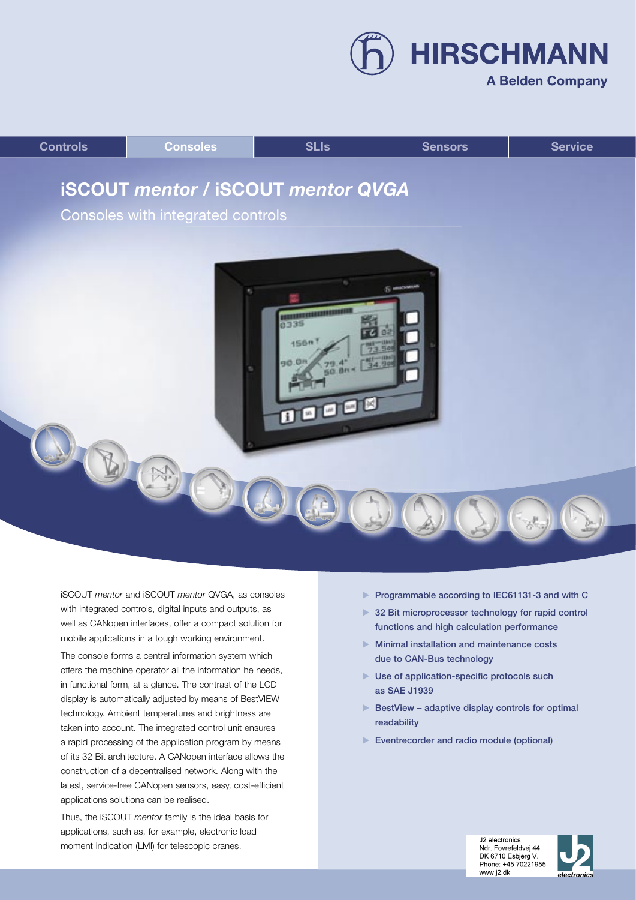HIRSCHMANN

A Belden Company

Controls | Consoles | SLIs | Sensors | Service

# iSCOUT *mentor* / iSCOUT *mentor QVGA*

## Consoles with integrated controls

iSCOUT *mentor* and iSCOUT *mentor* QVGA, as consoles with integrated controls, digital inputs and outputs, as well as CANopen interfaces, offer a compact solution for mobile applications in a tough working environment.

The console forms a central information system which offers the machine operator all the information he needs, in functional form, at a glance. The contrast of the LCD display is automatically adjusted by means of BestVIEW technology. Ambient temperatures and brightness are taken into account. The integrated control unit ensures a rapid processing of the application program by means of its 32 Bit architecture. A CANopen interface allows the construction of a decentralised network. Along with the latest, service-free CANopen sensors, easy, cost-efficient applications solutions can be realised.

Thus, the iSCOUT *mentor* family is the ideal basis for applications, such as, for example, electronic load moment indication (LMI) for telescopic cranes.

- Programmable according to IEC61131-3 and with C
- 32 Bit microprocessor technology for rapid control functions and high calculation performance
- Minimal installation and maintenance costs due to CAN-Bus technology
- Use of application-specific protocols such as SAE J1939
- BestView – adaptive display controls for optimal readability
- Eventrecorder and radio module (optional)

J2 electronics
Ndr. Fovrefeldvej 44
DK 6710 Esbjerg V.
Phone: +45 70221955
www.j2.dk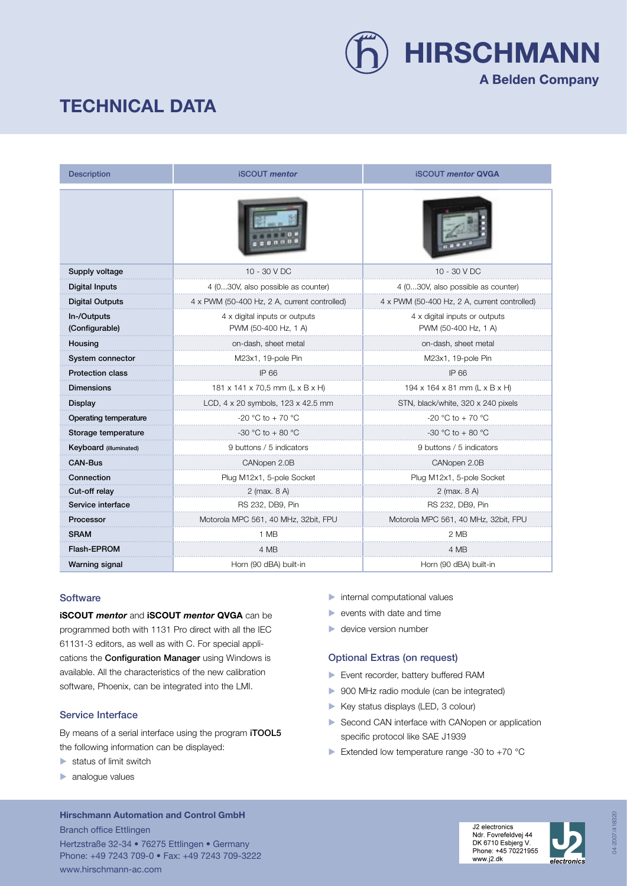HIRSCHMANN

A Belden Company

# TECHNICAL DATA

| Description | iSCOUT *mentor* | iSCOUT *mentor* QVGA |
|---|---|---|
| | | |
| **Supply voltage** | 10 - 30 V DC | 10 - 30 V DC |
| **Digital Inputs** | 4 (0...30V, also possible as counter) | 4 (0...30V, also possible as counter) |
| **Digital Outputs** | 4 x PWM (50-400 Hz, 2 A, current controlled) | 4 x PWM (50-400 Hz, 2 A, current controlled) |
| **In-/Outputs (Configurable)** | 4 x digital inputs or outputs PWM (50-400 Hz, 1 A) | 4 x digital inputs or outputs PWM (50-400 Hz, 1 A) |
| **Housing** | on-dash, sheet metal | on-dash, sheet metal |
| **System connector** | M23x1, 19-pole Pin | M23x1, 19-pole Pin |
| **Protection class** | IP 66 | IP 66 |
| **Dimensions** | 181 x 141 x 70,5 mm (L x B x H) | 194 x 164 x 81 mm (L x B x H) |
| **Display** | LCD, 4 x 20 symbols, 123 x 42.5 mm | STN, black/white, 320 x 240 pixels |
| **Operating temperature** | -20 °C to + 70 °C | -20 °C to + 70 °C |
| **Storage temperature** | -30 °C to + 80 °C | -30 °C to + 80 °C |
| **Keyboard** (illuminated) | 9 buttons / 5 indicators | 9 buttons / 5 indicators |
| **CAN-Bus** | CANopen 2.0B | CANopen 2.0B |
| **Connection** | Plug M12x1, 5-pole Socket | Plug M12x1, 5-pole Socket |
| **Cut-off relay** | 2 (max. 8 A) | 2 (max. 8 A) |
| **Service interface** | RS 232, DB9, Pin | RS 232, DB9, Pin |
| **Processor** | Motorola MPC 561, 40 MHz, 32bit, FPU | Motorola MPC 561, 40 MHz, 32bit, FPU |
| **SRAM** | 1 MB | 2 MB |
| **Flash-EPROM** | 4 MB | 4 MB |
| **Warning signal** | Horn (90 dBA) built-in | Horn (90 dBA) built-in |

## Software

**iSCOUT *mentor*** and **iSCOUT *mentor* QVGA** can be programmed both with 1131 Pro direct with all the IEC 61131-3 editors, as well as with C. For special applications the **Configuration Manager** using Windows is available. All the characteristics of the new calibration software, Phoenix, can be integrated into the LMI.

## Service Interface

By means of a serial interface using the program **iTOOL5** the following information can be displayed:

- status of limit switch
- analogue values
- internal computational values
- events with date and time
- device version number

## Optional Extras (on request)

- Event recorder, battery buffered RAM
- 900 MHz radio module (can be integrated)
- Key status displays (LED, 3 colour)
- Second CAN interface with CANopen or application specific protocol like SAE J1939
- Extended low temperature range -30 to +70 °C

**Hirschmann Automation and Control GmbH**

Branch office Ettlingen

Hertzstraße 32-34 • 76275 Ettlingen • Germany

Phone: +49 7243 709-0 • Fax: +49 7243 709-3222

www.hirschmann-ac.com

J2 electronics
Ndr. Forvefeldvej 44
DK 6710 Esbjerg V.
Phone: +45 70221955
www.j2.dk

04-2007/418320